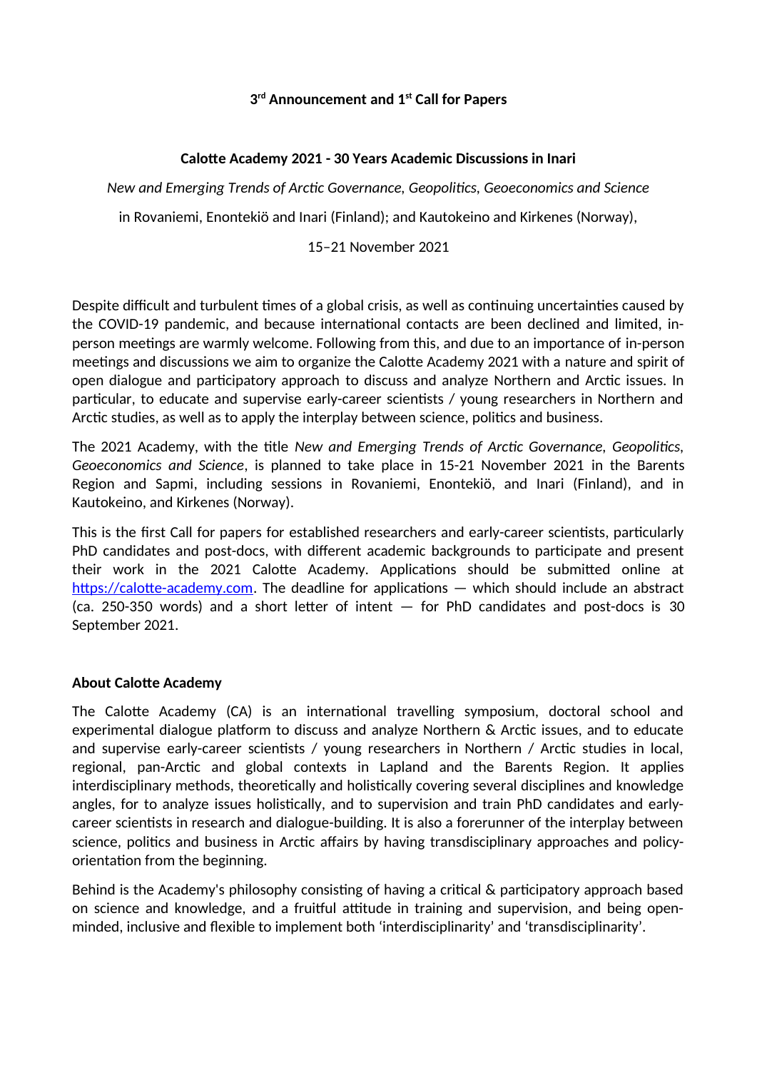**3rd Announcement and 1st Call for Papers**

**Calotte Academy 2021 - 30 Years Academic Discussions in Inari**

*New and Emerging Trends of Arctic Governance, Geopolitics, Geoeconomics and Science*

in Rovaniemi, Enontekiö and Inari (Finland); and Kautokeino and Kirkenes (Norway),

15–21 November 2021

Despite difficult and turbulent times of a global crisis, as well as continuing uncertainties caused by the COVID-19 pandemic, and because international contacts are been declined and limited, in-person meetings are warmly welcome. Following from this, and due to an importance of in-person meetings and discussions we aim to organize the Calotte Academy 2021 with a nature and spirit of open dialogue and participatory approach to discuss and analyze Northern and Arctic issues. In particular, to educate and supervise early-career scientists / young researchers in Northern and Arctic studies, as well as to apply the interplay between science, politics and business.

The 2021 Academy, with the title *New and Emerging Trends of Arctic Governance, Geopolitics, Geoeconomics and Science*, is planned to take place in 15-21 November 2021 in the Barents Region and Sapmi, including sessions in Rovaniemi, Enontekiö, and Inari (Finland), and in Kautokeino, and Kirkenes (Norway).

This is the first Call for papers for established researchers and early-career scientists, particularly PhD candidates and post-docs, with different academic backgrounds to participate and present their work in the 2021 Calotte Academy. Applications should be submitted online at https://calotte-academy.com. The deadline for applications — which should include an abstract (ca. 250-350 words) and a short letter of intent — for PhD candidates and post-docs is 30 September 2021.

**About Calotte Academy**

The Calotte Academy (CA) is an international travelling symposium, doctoral school and experimental dialogue platform to discuss and analyze Northern & Arctic issues, and to educate and supervise early-career scientists / young researchers in Northern / Arctic studies in local, regional, pan-Arctic and global contexts in Lapland and the Barents Region. It applies interdisciplinary methods, theoretically and holistically covering several disciplines and knowledge angles, for to analyze issues holistically, and to supervision and train PhD candidates and early-career scientists in research and dialogue-building. It is also a forerunner of the interplay between science, politics and business in Arctic affairs by having transdisciplinary approaches and policy-orientation from the beginning.

Behind is the Academy's philosophy consisting of having a critical & participatory approach based on science and knowledge, and a fruitful attitude in training and supervision, and being open-minded, inclusive and flexible to implement both 'interdisciplinarity' and 'transdisciplinarity'.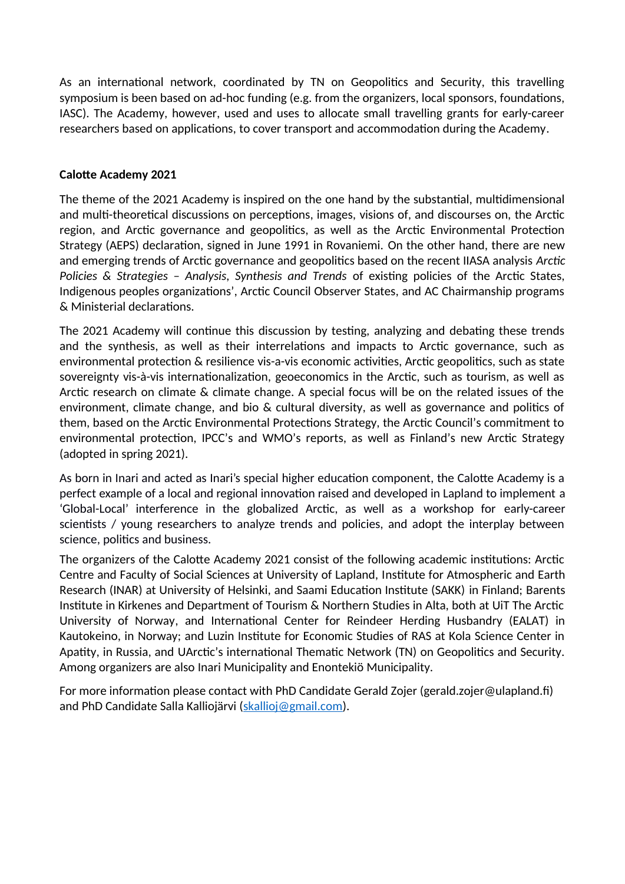As an international network, coordinated by TN on Geopolitics and Security, this travelling symposium is been based on ad-hoc funding (e.g. from the organizers, local sponsors, foundations, IASC). The Academy, however, used and uses to allocate small travelling grants for early-career researchers based on applications, to cover transport and accommodation during the Academy.

**Calotte Academy 2021**

The theme of the 2021 Academy is inspired on the one hand by the substantial, multidimensional and multi-theoretical discussions on perceptions, images, visions of, and discourses on, the Arctic region, and Arctic governance and geopolitics, as well as the Arctic Environmental Protection Strategy (AEPS) declaration, signed in June 1991 in Rovaniemi. On the other hand, there are new and emerging trends of Arctic governance and geopolitics based on the recent IIASA analysis *Arctic Policies & Strategies – Analysis, Synthesis and Trends* of existing policies of the Arctic States, Indigenous peoples organizations', Arctic Council Observer States, and AC Chairmanship programs & Ministerial declarations.

The 2021 Academy will continue this discussion by testing, analyzing and debating these trends and the synthesis, as well as their interrelations and impacts to Arctic governance, such as environmental protection & resilience vis-a-vis economic activities, Arctic geopolitics, such as state sovereignty vis-à-vis internationalization, geoeconomics in the Arctic, such as tourism, as well as Arctic research on climate & climate change. A special focus will be on the related issues of the environment, climate change, and bio & cultural diversity, as well as governance and politics of them, based on the Arctic Environmental Protections Strategy, the Arctic Council's commitment to environmental protection, IPCC's and WMO's reports, as well as Finland's new Arctic Strategy (adopted in spring 2021).

As born in Inari and acted as Inari's special higher education component, the Calotte Academy is a perfect example of a local and regional innovation raised and developed in Lapland to implement a 'Global-Local' interference in the globalized Arctic, as well as a workshop for early-career scientists / young researchers to analyze trends and policies, and adopt the interplay between science, politics and business.

The organizers of the Calotte Academy 2021 consist of the following academic institutions: Arctic Centre and Faculty of Social Sciences at University of Lapland, Institute for Atmospheric and Earth Research (INAR) at University of Helsinki, and Saami Education Institute (SAKK) in Finland; Barents Institute in Kirkenes and Department of Tourism & Northern Studies in Alta, both at UiT The Arctic University of Norway, and International Center for Reindeer Herding Husbandry (EALAT) in Kautokeino, in Norway; and Luzin Institute for Economic Studies of RAS at Kola Science Center in Apatity, in Russia, and UArctic's international Thematic Network (TN) on Geopolitics and Security. Among organizers are also Inari Municipality and Enontekiö Municipality.

For more information please contact with PhD Candidate Gerald Zojer (gerald.zojer@ulapland.fi) and PhD Candidate Salla Kalliojärvi (skallioj@gmail.com).